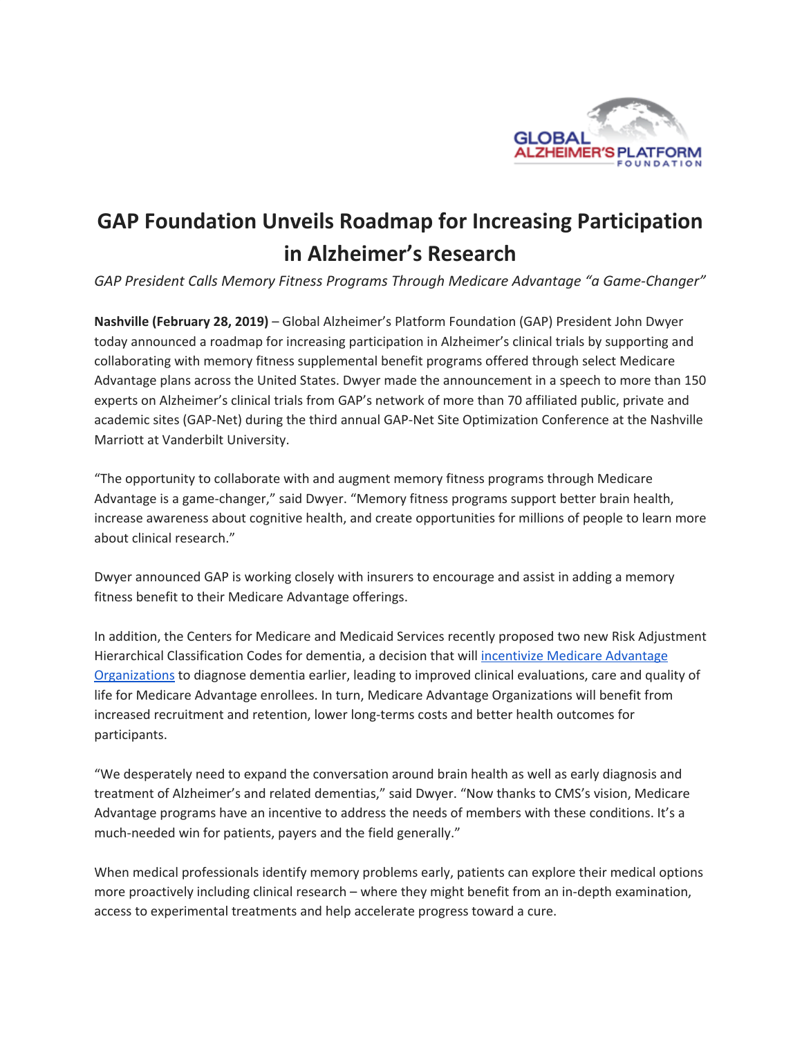# GAP Foundation Unveils Roadmap for Increasing Participation in Alzheimer's Research

*GAP President Calls Memory Fitness Programs Through Medicare Advantage "a Game-Changer"*

**Nashville (February 28, 2019)** – Global Alzheimer's Platform Foundation (GAP) President John Dwyer today announced a roadmap for increasing participation in Alzheimer's clinical trials by supporting and collaborating with memory fitness supplemental benefit programs offered through select Medicare Advantage plans across the United States. Dwyer made the announcement in a speech to more than 150 experts on Alzheimer's clinical trials from GAP's network of more than 70 affiliated public, private and academic sites (GAP-Net) during the third annual GAP-Net Site Optimization Conference at the Nashville Marriott at Vanderbilt University.

"The opportunity to collaborate with and augment memory fitness programs through Medicare Advantage is a game-changer," said Dwyer. "Memory fitness programs support better brain health, increase awareness about cognitive health, and create opportunities for millions of people to learn more about clinical research."

Dwyer announced GAP is working closely with insurers to encourage and assist in adding a memory fitness benefit to their Medicare Advantage offerings.

In addition, the Centers for Medicare and Medicaid Services recently proposed two new Risk Adjustment Hierarchical Classification Codes for dementia, a decision that will incentivize Medicare Advantage Organizations to diagnose dementia earlier, leading to improved clinical evaluations, care and quality of life for Medicare Advantage enrollees. In turn, Medicare Advantage Organizations will benefit from increased recruitment and retention, lower long-terms costs and better health outcomes for participants.

"We desperately need to expand the conversation around brain health as well as early diagnosis and treatment of Alzheimer's and related dementias," said Dwyer. "Now thanks to CMS's vision, Medicare Advantage programs have an incentive to address the needs of members with these conditions. It's a much-needed win for patients, payers and the field generally."

When medical professionals identify memory problems early, patients can explore their medical options more proactively including clinical research – where they might benefit from an in-depth examination, access to experimental treatments and help accelerate progress toward a cure.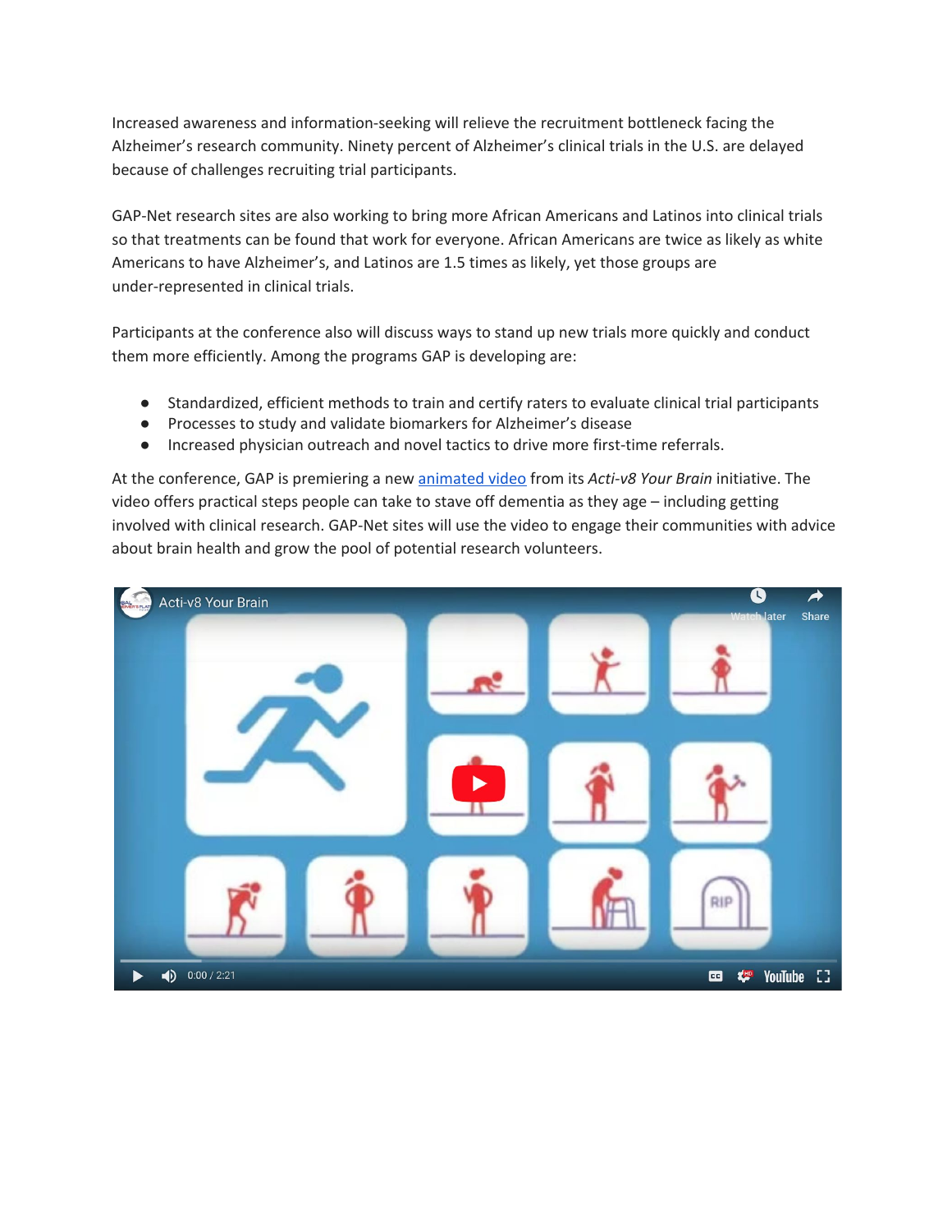Increased awareness and information-seeking will relieve the recruitment bottleneck facing the Alzheimer's research community. Ninety percent of Alzheimer's clinical trials in the U.S. are delayed because of challenges recruiting trial participants.

GAP-Net research sites are also working to bring more African Americans and Latinos into clinical trials so that treatments can be found that work for everyone. African Americans are twice as likely as white Americans to have Alzheimer's, and Latinos are 1.5 times as likely, yet those groups are under-represented in clinical trials.

Participants at the conference also will discuss ways to stand up new trials more quickly and conduct them more efficiently. Among the programs GAP is developing are:

- Standardized, efficient methods to train and certify raters to evaluate clinical trial participants
- Processes to study and validate biomarkers for Alzheimer's disease
- Increased physician outreach and novel tactics to drive more first-time referrals.

At the conference, GAP is premiering a new [animated video](#) from its *Acti-v8 Your Brain* initiative. The video offers practical steps people can take to stave off dementia as they age – including getting involved with clinical research. GAP-Net sites will use the video to engage their communities with advice about brain health and grow the pool of potential research volunteers.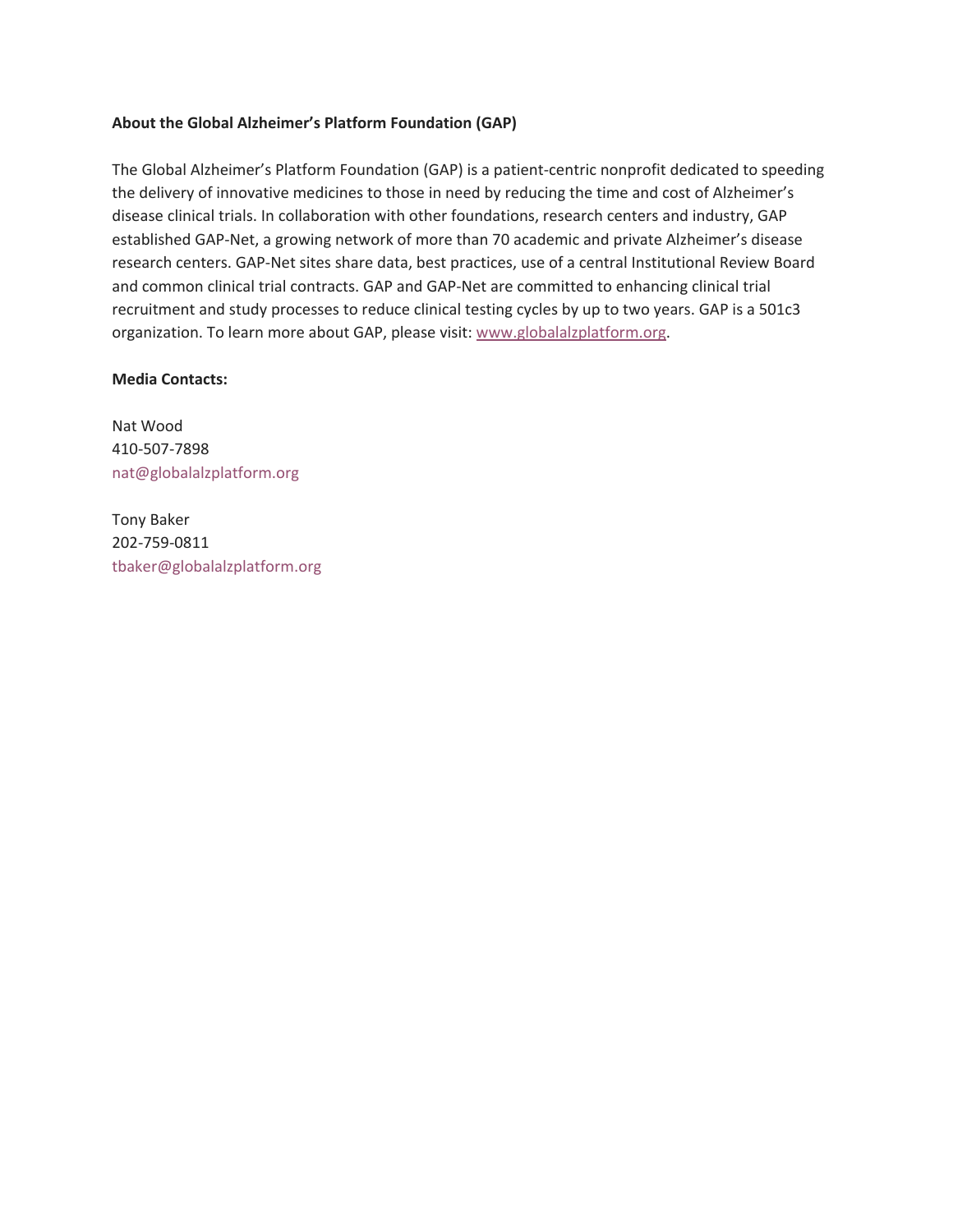**About the Global Alzheimer's Platform Foundation (GAP)**

The Global Alzheimer's Platform Foundation (GAP) is a patient-centric nonprofit dedicated to speeding the delivery of innovative medicines to those in need by reducing the time and cost of Alzheimer's disease clinical trials. In collaboration with other foundations, research centers and industry, GAP established GAP-Net, a growing network of more than 70 academic and private Alzheimer's disease research centers. GAP-Net sites share data, best practices, use of a central Institutional Review Board and common clinical trial contracts. GAP and GAP-Net are committed to enhancing clinical trial recruitment and study processes to reduce clinical testing cycles by up to two years. GAP is a 501c3 organization. To learn more about GAP, please visit: www.globalalzplatform.org.

**Media Contacts:**

Nat Wood
410-507-7898
nat@globalalzplatform.org

Tony Baker
202-759-0811
tbaker@globalalzplatform.org